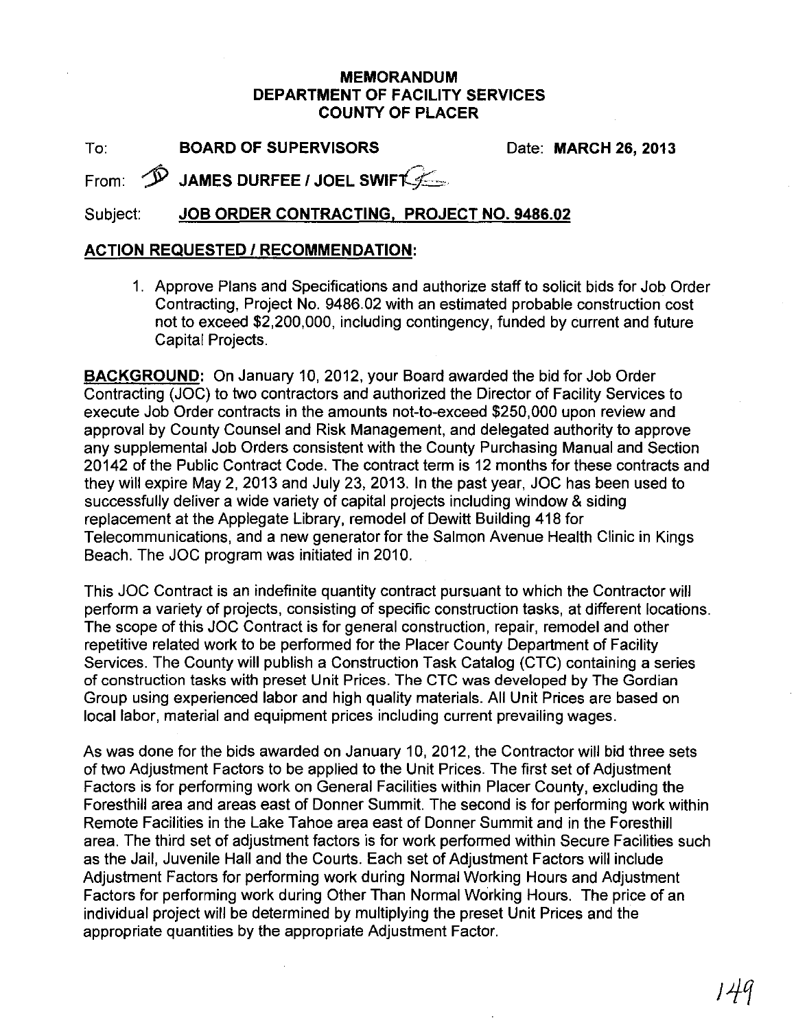# MEMORANDUM
# DEPARTMENT OF FACILITY SERVICES
# COUNTY OF PLACER

To: **BOARD OF SUPERVISORS** Date: **MARCH 26, 2013**

From: **JAMES DURFEE / JOEL SWIFT**

Subject: **JOB ORDER CONTRACTING, PROJECT NO. 9486.02**

## ACTION REQUESTED / RECOMMENDATION:

1. Approve Plans and Specifications and authorize staff to solicit bids for Job Order Contracting, Project No. 9486.02 with an estimated probable construction cost not to exceed $2,200,000, including contingency, funded by current and future Capital Projects.

**BACKGROUND:** On January 10, 2012, your Board awarded the bid for Job Order Contracting (JOC) to two contractors and authorized the Director of Facility Services to execute Job Order contracts in the amounts not-to-exceed $250,000 upon review and approval by County Counsel and Risk Management, and delegated authority to approve any supplemental Job Orders consistent with the County Purchasing Manual and Section 20142 of the Public Contract Code. The contract term is 12 months for these contracts and they will expire May 2, 2013 and July 23, 2013. In the past year, JOC has been used to successfully deliver a wide variety of capital projects including window & siding replacement at the Applegate Library, remodel of Dewitt Building 418 for Telecommunications, and a new generator for the Salmon Avenue Health Clinic in Kings Beach. The JOC program was initiated in 2010.

This JOC Contract is an indefinite quantity contract pursuant to which the Contractor will perform a variety of projects, consisting of specific construction tasks, at different locations. The scope of this JOC Contract is for general construction, repair, remodel and other repetitive related work to be performed for the Placer County Department of Facility Services. The County will publish a Construction Task Catalog (CTC) containing a series of construction tasks with preset Unit Prices. The CTC was developed by The Gordian Group using experienced labor and high quality materials. All Unit Prices are based on local labor, material and equipment prices including current prevailing wages.

As was done for the bids awarded on January 10, 2012, the Contractor will bid three sets of two Adjustment Factors to be applied to the Unit Prices. The first set of Adjustment Factors is for performing work on General Facilities within Placer County, excluding the Foresthill area and areas east of Donner Summit. The second is for performing work within Remote Facilities in the Lake Tahoe area east of Donner Summit and in the Foresthill area. The third set of adjustment factors is for work performed within Secure Facilities such as the Jail, Juvenile Hall and the Courts. Each set of Adjustment Factors will include Adjustment Factors for performing work during Normal Working Hours and Adjustment Factors for performing work during Other Than Normal Working Hours. The price of an individual project will be determined by multiplying the preset Unit Prices and the appropriate quantities by the appropriate Adjustment Factor.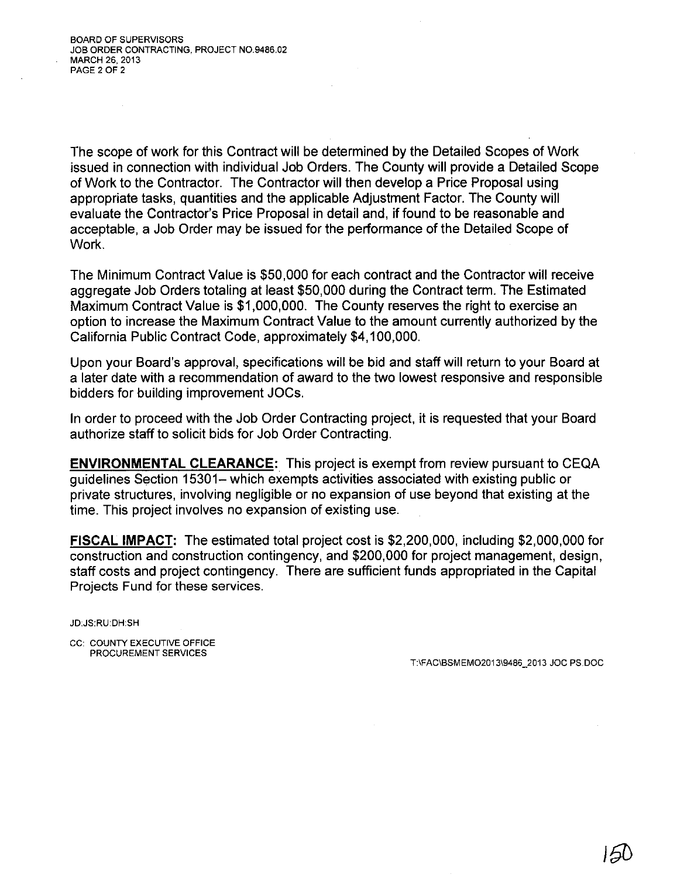The scope of work for this Contract will be determined by the Detailed Scopes of Work issued in connection with individual Job Orders. The County will provide a Detailed Scope of Work to the Contractor. The Contractor will then develop a Price Proposal using appropriate tasks, quantities and the applicable Adjustment Factor. The County will evaluate the Contractor's Price Proposal in detail and, if found to be reasonable and acceptable, a Job Order may be issued for the performance of the Detailed Scope of Work.

The Minimum Contract Value is $50,000 for each contract and the Contractor will receive aggregate Job Orders totaling at least $50,000 during the Contract term. The Estimated Maximum Contract Value is $1,000,000. The County reserves the right to exercise an option to increase the Maximum Contract Value to the amount currently authorized by the California Public Contract Code, approximately $4,100,000.

Upon your Board's approval, specifications will be bid and staff will return to your Board at a later date with a recommendation of award to the two lowest responsive and responsible bidders for building improvement JOCs.

In order to proceed with the Job Order Contracting project, it is requested that your Board authorize staff to solicit bids for Job Order Contracting.

**ENVIRONMENTAL CLEARANCE:** This project is exempt from review pursuant to CEQA guidelines Section 15301– which exempts activities associated with existing public or private structures, involving negligible or no expansion of use beyond that existing at the time. This project involves no expansion of existing use.

**FISCAL IMPACT:** The estimated total project cost is $2,200,000, including $2,000,000 for construction and construction contingency, and $200,000 for project management, design, staff costs and project contingency. There are sufficient funds appropriated in the Capital Projects Fund for these services.

JD:JS:RU:DH:SH

CC: COUNTY EXECUTIVE OFFICE
PROCUREMENT SERVICES

T:\FAC\BSMEMO2013\9486_2013 JOC PS.DOC